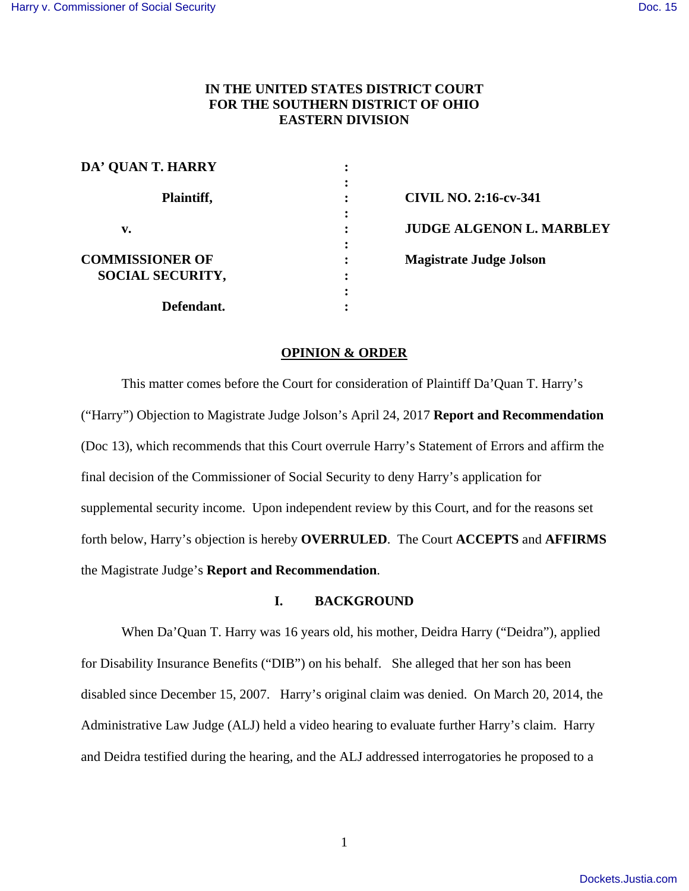**IN THE UNITED STATES DISTRICT COURT**
**FOR THE SOUTHERN DISTRICT OF OHIO**
**EASTERN DIVISION**

| | | |
|---|---|---|
| **DA' QUAN T. HARRY** | : | |
| | : | |
| **Plaintiff,** | : | **CIVIL NO. 2:16-cv-341** |
| | : | |
| **v.** | : | **JUDGE ALGENON L. MARBLEY** |
| | : | |
| **COMMISSIONER OF SOCIAL SECURITY,** | : | **Magistrate Judge Jolson** |
| | : | |
| **Defendant.** | : | |

## OPINION & ORDER

This matter comes before the Court for consideration of Plaintiff Da'Quan T. Harry's ("Harry") Objection to Magistrate Judge Jolson's April 24, 2017 **Report and Recommendation** (Doc 13), which recommends that this Court overrule Harry's Statement of Errors and affirm the final decision of the Commissioner of Social Security to deny Harry's application for supplemental security income. Upon independent review by this Court, and for the reasons set forth below, Harry's objection is hereby **OVERRULED**. The Court **ACCEPTS** and **AFFIRMS** the Magistrate Judge's **Report and Recommendation**.

## I. BACKGROUND

When Da'Quan T. Harry was 16 years old, his mother, Deidra Harry ("Deidra"), applied for Disability Insurance Benefits ("DIB") on his behalf. She alleged that her son has been disabled since December 15, 2007. Harry's original claim was denied. On March 20, 2014, the Administrative Law Judge (ALJ) held a video hearing to evaluate further Harry's claim. Harry and Deidra testified during the hearing, and the ALJ addressed interrogatories he proposed to a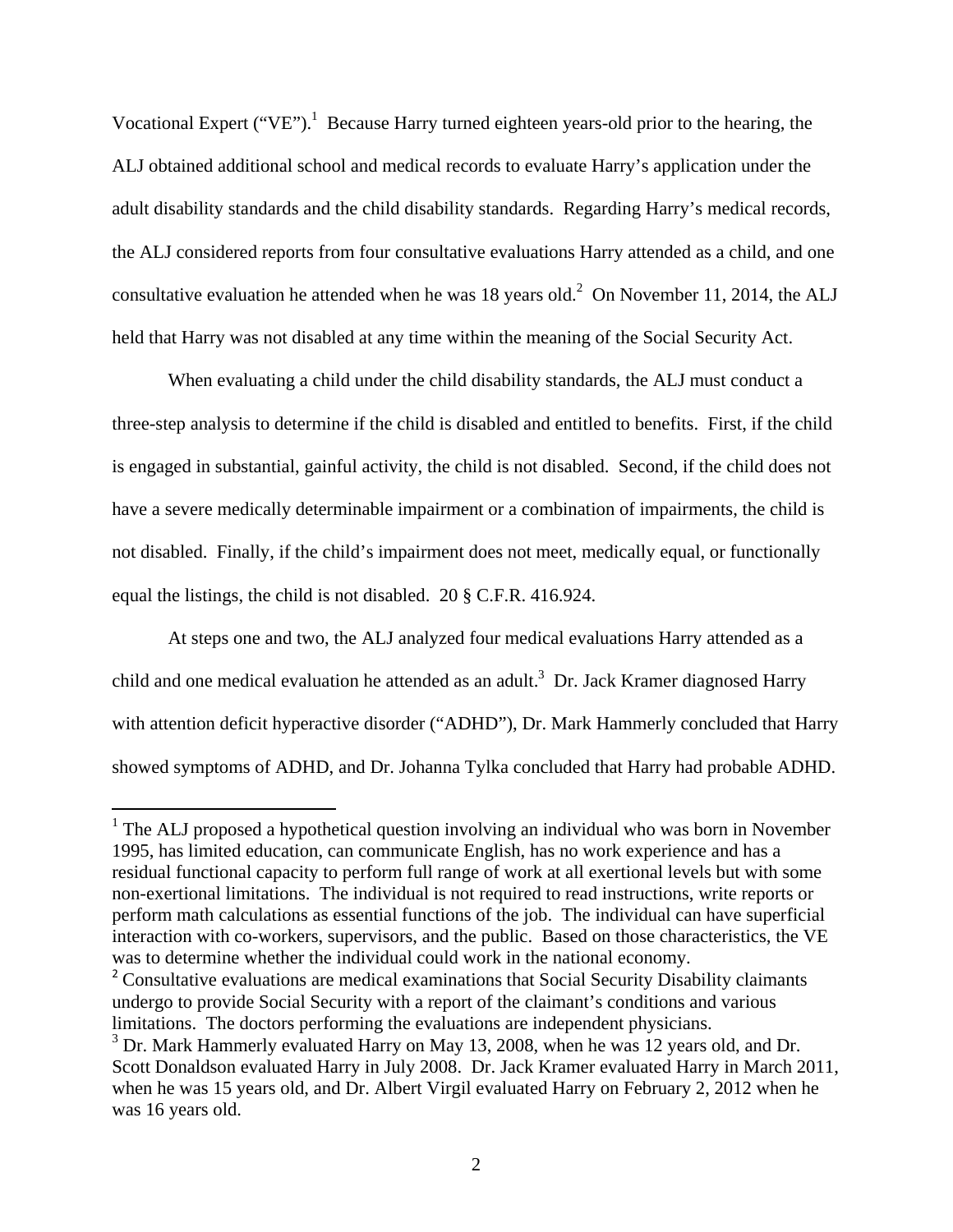Vocational Expert ("VE").[1] Because Harry turned eighteen years-old prior to the hearing, the ALJ obtained additional school and medical records to evaluate Harry's application under the adult disability standards and the child disability standards. Regarding Harry's medical records, the ALJ considered reports from four consultative evaluations Harry attended as a child, and one consultative evaluation he attended when he was 18 years old.[2] On November 11, 2014, the ALJ held that Harry was not disabled at any time within the meaning of the Social Security Act.

When evaluating a child under the child disability standards, the ALJ must conduct a three-step analysis to determine if the child is disabled and entitled to benefits. First, if the child is engaged in substantial, gainful activity, the child is not disabled. Second, if the child does not have a severe medically determinable impairment or a combination of impairments, the child is not disabled. Finally, if the child's impairment does not meet, medically equal, or functionally equal the listings, the child is not disabled. 20 § C.F.R. 416.924.

At steps one and two, the ALJ analyzed four medical evaluations Harry attended as a child and one medical evaluation he attended as an adult.[3] Dr. Jack Kramer diagnosed Harry with attention deficit hyperactive disorder ("ADHD"), Dr. Mark Hammerly concluded that Harry showed symptoms of ADHD, and Dr. Johanna Tylka concluded that Harry had probable ADHD.

---

[1] The ALJ proposed a hypothetical question involving an individual who was born in November 1995, has limited education, can communicate English, has no work experience and has a residual functional capacity to perform full range of work at all exertional levels but with some non-exertional limitations. The individual is not required to read instructions, write reports or perform math calculations as essential functions of the job. The individual can have superficial interaction with co-workers, supervisors, and the public. Based on those characteristics, the VE was to determine whether the individual could work in the national economy.

[2] Consultative evaluations are medical examinations that Social Security Disability claimants undergo to provide Social Security with a report of the claimant's conditions and various limitations. The doctors performing the evaluations are independent physicians.

[3] Dr. Mark Hammerly evaluated Harry on May 13, 2008, when he was 12 years old, and Dr. Scott Donaldson evaluated Harry in July 2008. Dr. Jack Kramer evaluated Harry in March 2011, when he was 15 years old, and Dr. Albert Virgil evaluated Harry on February 2, 2012 when he was 16 years old.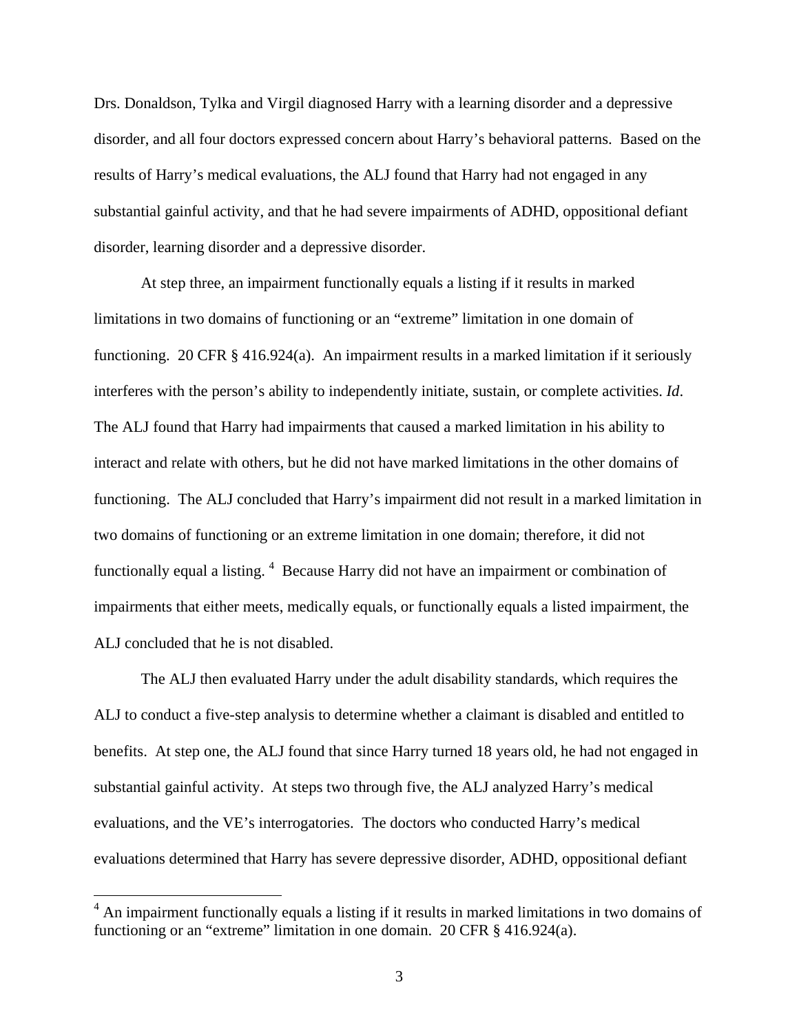Drs. Donaldson, Tylka and Virgil diagnosed Harry with a learning disorder and a depressive disorder, and all four doctors expressed concern about Harry's behavioral patterns. Based on the results of Harry's medical evaluations, the ALJ found that Harry had not engaged in any substantial gainful activity, and that he had severe impairments of ADHD, oppositional defiant disorder, learning disorder and a depressive disorder.

At step three, an impairment functionally equals a listing if it results in marked limitations in two domains of functioning or an "extreme" limitation in one domain of functioning. 20 CFR § 416.924(a). An impairment results in a marked limitation if it seriously interferes with the person's ability to independently initiate, sustain, or complete activities. *Id*. The ALJ found that Harry had impairments that caused a marked limitation in his ability to interact and relate with others, but he did not have marked limitations in the other domains of functioning. The ALJ concluded that Harry's impairment did not result in a marked limitation in two domains of functioning or an extreme limitation in one domain; therefore, it did not functionally equal a listing. [4] Because Harry did not have an impairment or combination of impairments that either meets, medically equals, or functionally equals a listed impairment, the ALJ concluded that he is not disabled.

The ALJ then evaluated Harry under the adult disability standards, which requires the ALJ to conduct a five-step analysis to determine whether a claimant is disabled and entitled to benefits. At step one, the ALJ found that since Harry turned 18 years old, he had not engaged in substantial gainful activity. At steps two through five, the ALJ analyzed Harry's medical evaluations, and the VE's interrogatories. The doctors who conducted Harry's medical evaluations determined that Harry has severe depressive disorder, ADHD, oppositional defiant

---

[4] An impairment functionally equals a listing if it results in marked limitations in two domains of functioning or an "extreme" limitation in one domain. 20 CFR § 416.924(a).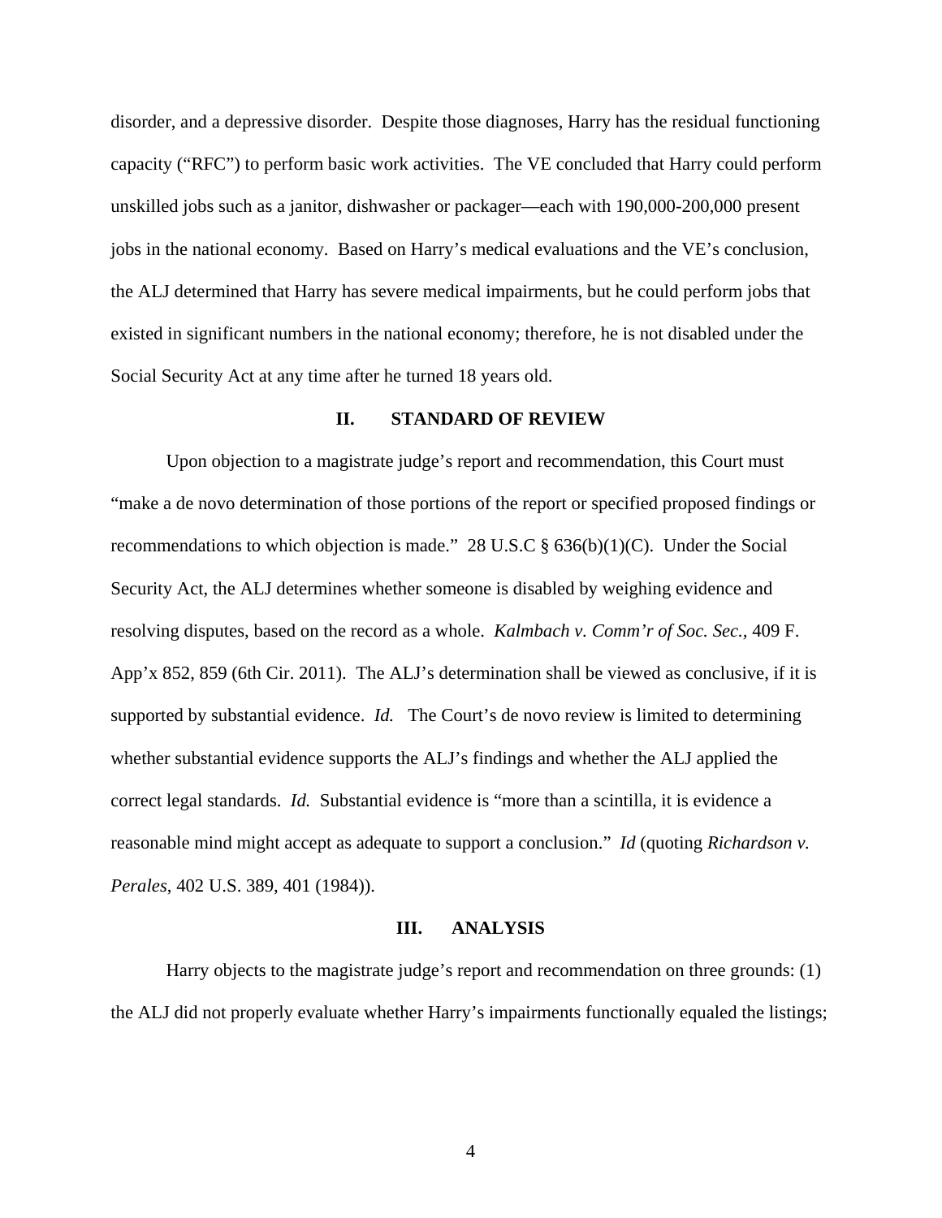disorder, and a depressive disorder. Despite those diagnoses, Harry has the residual functioning capacity ("RFC") to perform basic work activities. The VE concluded that Harry could perform unskilled jobs such as a janitor, dishwasher or packager—each with 190,000-200,000 present jobs in the national economy. Based on Harry's medical evaluations and the VE's conclusion, the ALJ determined that Harry has severe medical impairments, but he could perform jobs that existed in significant numbers in the national economy; therefore, he is not disabled under the Social Security Act at any time after he turned 18 years old.

## II. STANDARD OF REVIEW

Upon objection to a magistrate judge's report and recommendation, this Court must "make a de novo determination of those portions of the report or specified proposed findings or recommendations to which objection is made." 28 U.S.C § 636(b)(1)(C). Under the Social Security Act, the ALJ determines whether someone is disabled by weighing evidence and resolving disputes, based on the record as a whole. *Kalmbach v. Comm'r of Soc. Sec.*, 409 F. App'x 852, 859 (6th Cir. 2011). The ALJ's determination shall be viewed as conclusive, if it is supported by substantial evidence. *Id.* The Court's de novo review is limited to determining whether substantial evidence supports the ALJ's findings and whether the ALJ applied the correct legal standards. *Id.* Substantial evidence is "more than a scintilla, it is evidence a reasonable mind might accept as adequate to support a conclusion." *Id* (quoting *Richardson v. Perales*, 402 U.S. 389, 401 (1984)).

## III. ANALYSIS

Harry objects to the magistrate judge's report and recommendation on three grounds: (1) the ALJ did not properly evaluate whether Harry's impairments functionally equaled the listings;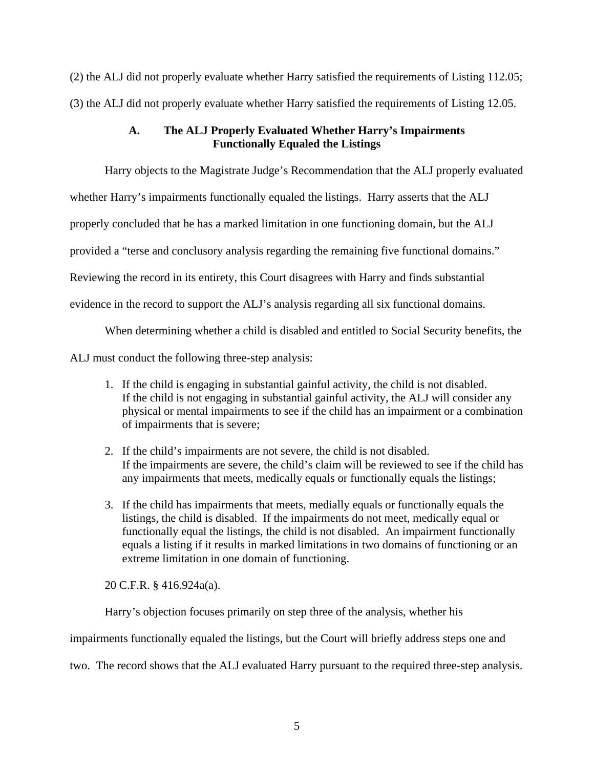(2) the ALJ did not properly evaluate whether Harry satisfied the requirements of Listing 112.05; (3) the ALJ did not properly evaluate whether Harry satisfied the requirements of Listing 12.05.

### A. The ALJ Properly Evaluated Whether Harry's Impairments Functionally Equaled the Listings

Harry objects to the Magistrate Judge's Recommendation that the ALJ properly evaluated whether Harry's impairments functionally equaled the listings. Harry asserts that the ALJ properly concluded that he has a marked limitation in one functioning domain, but the ALJ provided a "terse and conclusory analysis regarding the remaining five functional domains." Reviewing the record in its entirety, this Court disagrees with Harry and finds substantial evidence in the record to support the ALJ's analysis regarding all six functional domains.

When determining whether a child is disabled and entitled to Social Security benefits, the ALJ must conduct the following three-step analysis:

1. If the child is engaging in substantial gainful activity, the child is not disabled. If the child is not engaging in substantial gainful activity, the ALJ will consider any physical or mental impairments to see if the child has an impairment or a combination of impairments that is severe;
2. If the child's impairments are not severe, the child is not disabled. If the impairments are severe, the child's claim will be reviewed to see if the child has any impairments that meets, medically equals or functionally equals the listings;
3. If the child has impairments that meets, medially equals or functionally equals the listings, the child is disabled. If the impairments do not meet, medically equal or functionally equal the listings, the child is not disabled. An impairment functionally equals a listing if it results in marked limitations in two domains of functioning or an extreme limitation in one domain of functioning.

20 C.F.R. § 416.924a(a).

Harry's objection focuses primarily on step three of the analysis, whether his impairments functionally equaled the listings, but the Court will briefly address steps one and two. The record shows that the ALJ evaluated Harry pursuant to the required three-step analysis.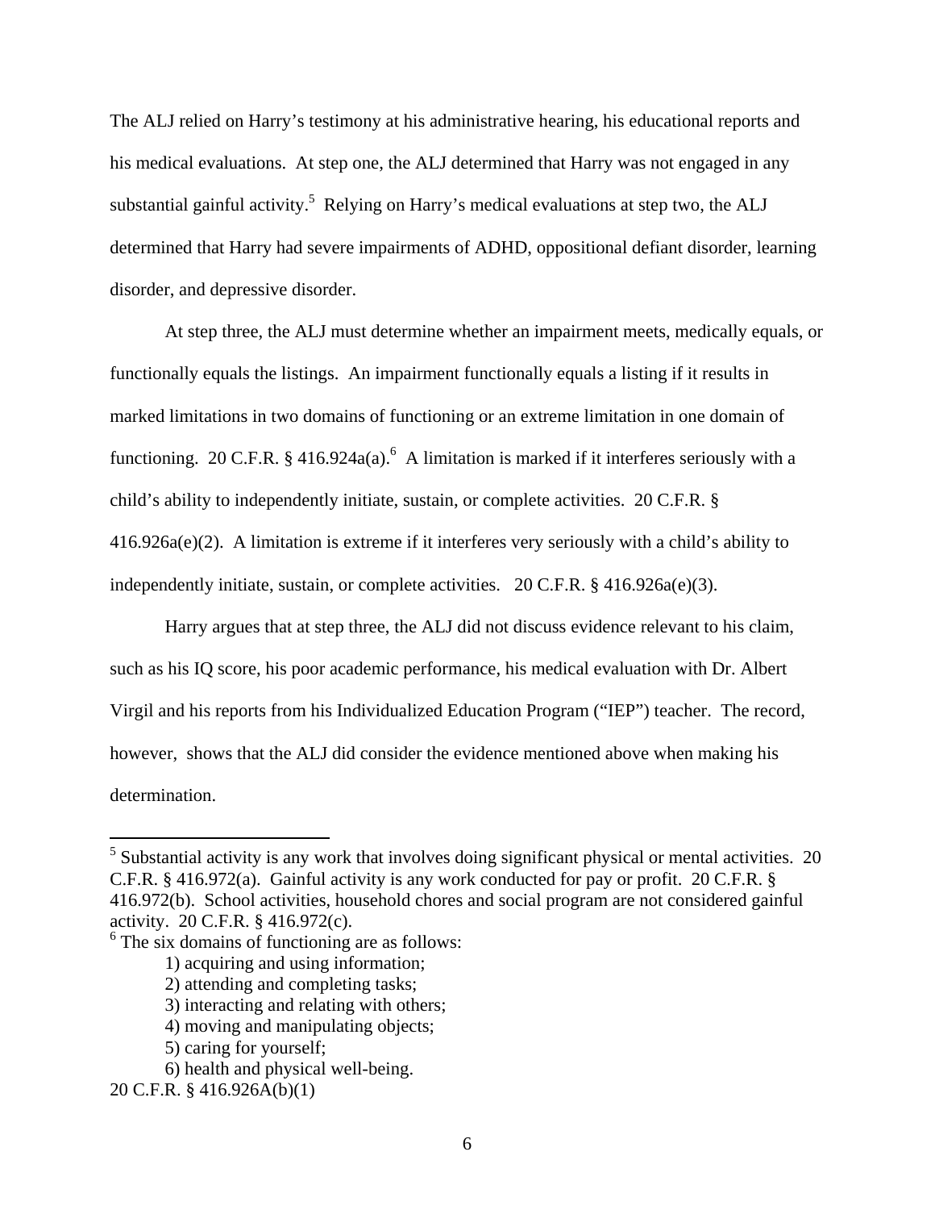The ALJ relied on Harry's testimony at his administrative hearing, his educational reports and his medical evaluations. At step one, the ALJ determined that Harry was not engaged in any substantial gainful activity.[5] Relying on Harry's medical evaluations at step two, the ALJ determined that Harry had severe impairments of ADHD, oppositional defiant disorder, learning disorder, and depressive disorder.

At step three, the ALJ must determine whether an impairment meets, medically equals, or functionally equals the listings. An impairment functionally equals a listing if it results in marked limitations in two domains of functioning or an extreme limitation in one domain of functioning. 20 C.F.R. § 416.924a(a).[6] A limitation is marked if it interferes seriously with a child's ability to independently initiate, sustain, or complete activities. 20 C.F.R. § 416.926a(e)(2). A limitation is extreme if it interferes very seriously with a child's ability to independently initiate, sustain, or complete activities. 20 C.F.R. § 416.926a(e)(3).

Harry argues that at step three, the ALJ did not discuss evidence relevant to his claim, such as his IQ score, his poor academic performance, his medical evaluation with Dr. Albert Virgil and his reports from his Individualized Education Program ("IEP") teacher. The record, however, shows that the ALJ did consider the evidence mentioned above when making his determination.

---

[5] Substantial activity is any work that involves doing significant physical or mental activities. 20 C.F.R. § 416.972(a). Gainful activity is any work conducted for pay or profit. 20 C.F.R. § 416.972(b). School activities, household chores and social program are not considered gainful activity. 20 C.F.R. § 416.972(c).

[6] The six domains of functioning are as follows:

1) acquiring and using information;
2) attending and completing tasks;
3) interacting and relating with others;
4) moving and manipulating objects;
5) caring for yourself;
6) health and physical well-being.

20 C.F.R. § 416.926A(b)(1)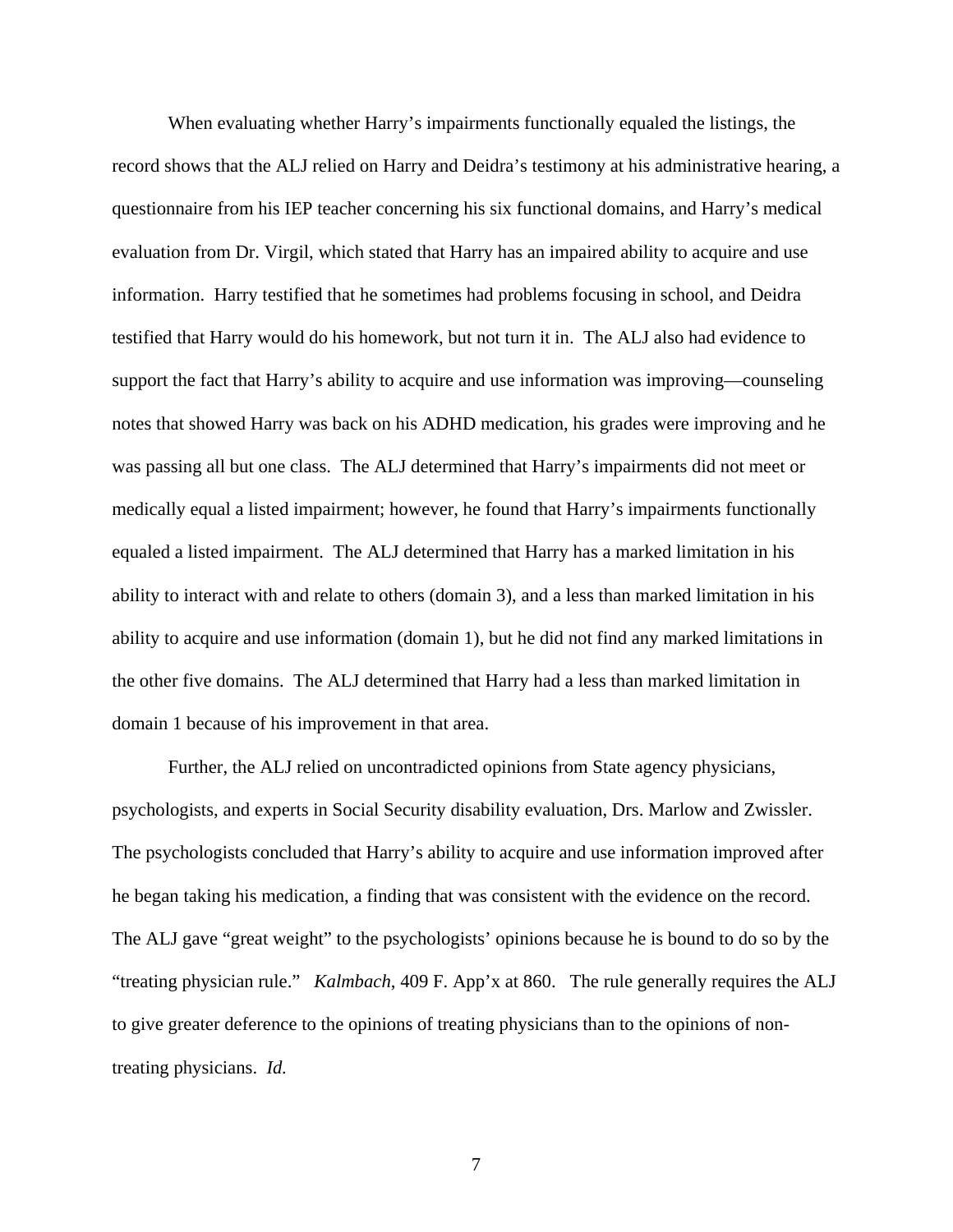When evaluating whether Harry's impairments functionally equaled the listings, the record shows that the ALJ relied on Harry and Deidra's testimony at his administrative hearing, a questionnaire from his IEP teacher concerning his six functional domains, and Harry's medical evaluation from Dr. Virgil, which stated that Harry has an impaired ability to acquire and use information. Harry testified that he sometimes had problems focusing in school, and Deidra testified that Harry would do his homework, but not turn it in. The ALJ also had evidence to support the fact that Harry's ability to acquire and use information was improving—counseling notes that showed Harry was back on his ADHD medication, his grades were improving and he was passing all but one class. The ALJ determined that Harry's impairments did not meet or medically equal a listed impairment; however, he found that Harry's impairments functionally equaled a listed impairment. The ALJ determined that Harry has a marked limitation in his ability to interact with and relate to others (domain 3), and a less than marked limitation in his ability to acquire and use information (domain 1), but he did not find any marked limitations in the other five domains. The ALJ determined that Harry had a less than marked limitation in domain 1 because of his improvement in that area.

Further, the ALJ relied on uncontradicted opinions from State agency physicians, psychologists, and experts in Social Security disability evaluation, Drs. Marlow and Zwissler. The psychologists concluded that Harry's ability to acquire and use information improved after he began taking his medication, a finding that was consistent with the evidence on the record. The ALJ gave "great weight" to the psychologists' opinions because he is bound to do so by the "treating physician rule." *Kalmbach*, 409 F. App'x at 860. The rule generally requires the ALJ to give greater deference to the opinions of treating physicians than to the opinions of non-treating physicians. *Id.*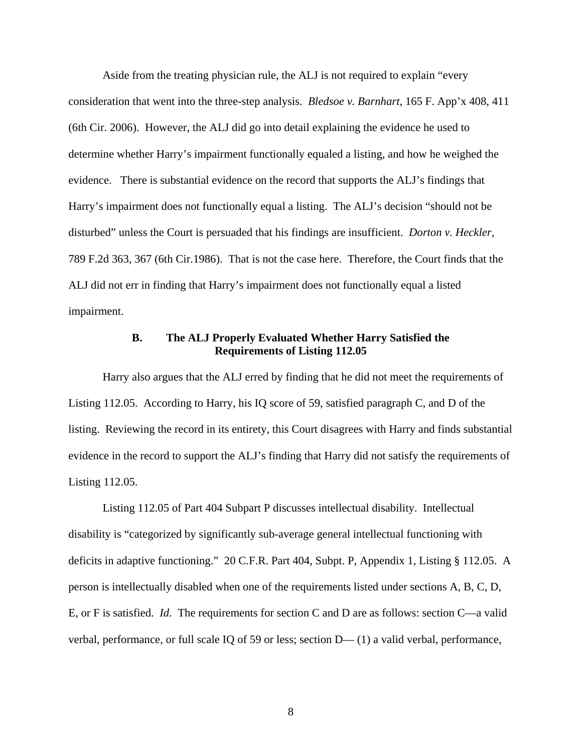Aside from the treating physician rule, the ALJ is not required to explain "every consideration that went into the three-step analysis. *Bledsoe v. Barnhart*, 165 F. App'x 408, 411 (6th Cir. 2006). However, the ALJ did go into detail explaining the evidence he used to determine whether Harry's impairment functionally equaled a listing, and how he weighed the evidence. There is substantial evidence on the record that supports the ALJ's findings that Harry's impairment does not functionally equal a listing. The ALJ's decision "should not be disturbed" unless the Court is persuaded that his findings are insufficient. *Dorton v. Heckler*, 789 F.2d 363, 367 (6th Cir.1986). That is not the case here. Therefore, the Court finds that the ALJ did not err in finding that Harry's impairment does not functionally equal a listed impairment.

### B. The ALJ Properly Evaluated Whether Harry Satisfied the Requirements of Listing 112.05

Harry also argues that the ALJ erred by finding that he did not meet the requirements of Listing 112.05. According to Harry, his IQ score of 59, satisfied paragraph C, and D of the listing. Reviewing the record in its entirety, this Court disagrees with Harry and finds substantial evidence in the record to support the ALJ's finding that Harry did not satisfy the requirements of Listing 112.05.

Listing 112.05 of Part 404 Subpart P discusses intellectual disability. Intellectual disability is "categorized by significantly sub-average general intellectual functioning with deficits in adaptive functioning." 20 C.F.R. Part 404, Subpt. P, Appendix 1, Listing § 112.05. A person is intellectually disabled when one of the requirements listed under sections A, B, C, D, E, or F is satisfied. *Id.* The requirements for section C and D are as follows: section C—a valid verbal, performance, or full scale IQ of 59 or less; section D— (1) a valid verbal, performance,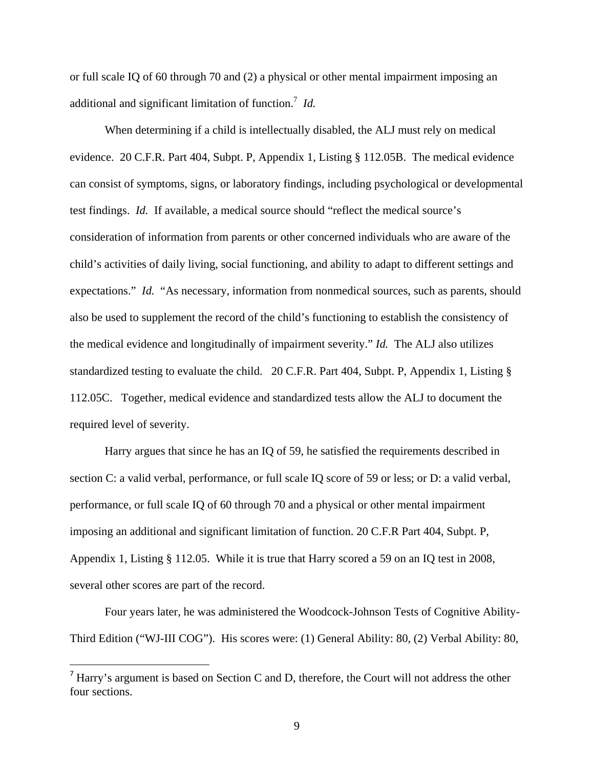or full scale IQ of 60 through 70 and (2) a physical or other mental impairment imposing an additional and significant limitation of function.[7] *Id.*

When determining if a child is intellectually disabled, the ALJ must rely on medical evidence. 20 C.F.R. Part 404, Subpt. P, Appendix 1, Listing § 112.05B. The medical evidence can consist of symptoms, signs, or laboratory findings, including psychological or developmental test findings. *Id.* If available, a medical source should "reflect the medical source's consideration of information from parents or other concerned individuals who are aware of the child's activities of daily living, social functioning, and ability to adapt to different settings and expectations." *Id.* "As necessary, information from nonmedical sources, such as parents, should also be used to supplement the record of the child's functioning to establish the consistency of the medical evidence and longitudinally of impairment severity." *Id.* The ALJ also utilizes standardized testing to evaluate the child. 20 C.F.R. Part 404, Subpt. P, Appendix 1, Listing § 112.05C. Together, medical evidence and standardized tests allow the ALJ to document the required level of severity.

Harry argues that since he has an IQ of 59, he satisfied the requirements described in section C: a valid verbal, performance, or full scale IQ score of 59 or less; or D: a valid verbal, performance, or full scale IQ of 60 through 70 and a physical or other mental impairment imposing an additional and significant limitation of function. 20 C.F.R Part 404, Subpt. P, Appendix 1, Listing § 112.05. While it is true that Harry scored a 59 on an IQ test in 2008, several other scores are part of the record.

Four years later, he was administered the Woodcock-Johnson Tests of Cognitive Ability-Third Edition ("WJ-III COG"). His scores were: (1) General Ability: 80, (2) Verbal Ability: 80,

---

[7] Harry's argument is based on Section C and D, therefore, the Court will not address the other four sections.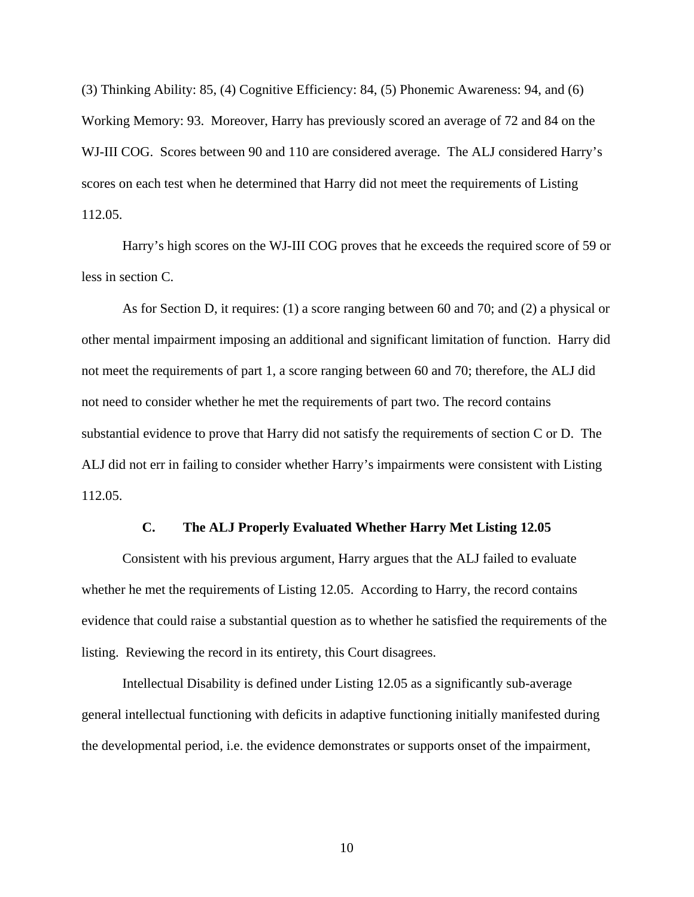(3) Thinking Ability: 85, (4) Cognitive Efficiency: 84, (5) Phonemic Awareness: 94, and (6) Working Memory: 93. Moreover, Harry has previously scored an average of 72 and 84 on the WJ-III COG. Scores between 90 and 110 are considered average. The ALJ considered Harry's scores on each test when he determined that Harry did not meet the requirements of Listing 112.05.

Harry's high scores on the WJ-III COG proves that he exceeds the required score of 59 or less in section C.

As for Section D, it requires: (1) a score ranging between 60 and 70; and (2) a physical or other mental impairment imposing an additional and significant limitation of function. Harry did not meet the requirements of part 1, a score ranging between 60 and 70; therefore, the ALJ did not need to consider whether he met the requirements of part two. The record contains substantial evidence to prove that Harry did not satisfy the requirements of section C or D. The ALJ did not err in failing to consider whether Harry's impairments were consistent with Listing 112.05.

### C. The ALJ Properly Evaluated Whether Harry Met Listing 12.05

Consistent with his previous argument, Harry argues that the ALJ failed to evaluate whether he met the requirements of Listing 12.05. According to Harry, the record contains evidence that could raise a substantial question as to whether he satisfied the requirements of the listing. Reviewing the record in its entirety, this Court disagrees.

Intellectual Disability is defined under Listing 12.05 as a significantly sub-average general intellectual functioning with deficits in adaptive functioning initially manifested during the developmental period, i.e. the evidence demonstrates or supports onset of the impairment,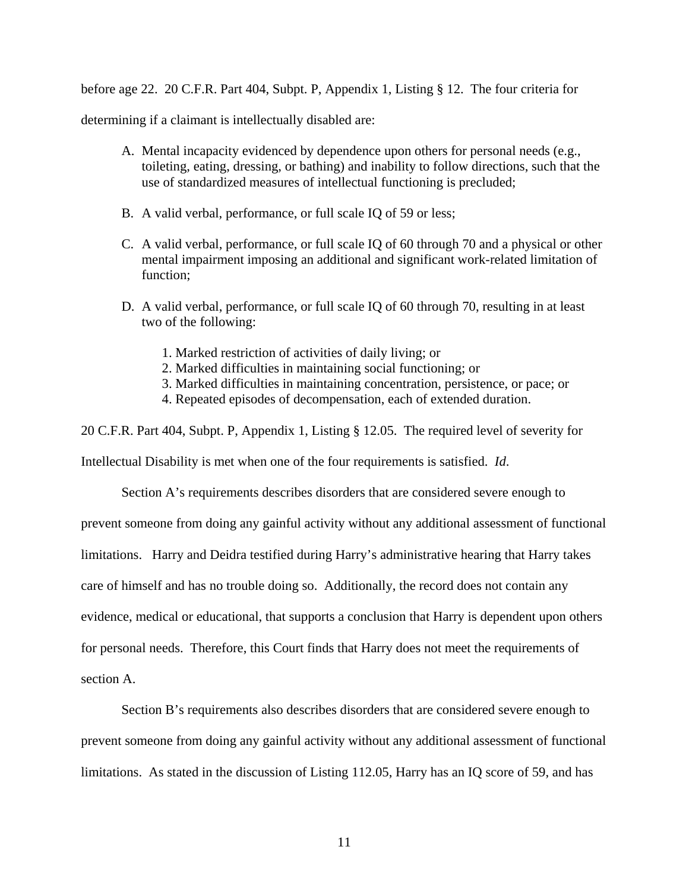before age 22. 20 C.F.R. Part 404, Subpt. P, Appendix 1, Listing § 12. The four criteria for determining if a claimant is intellectually disabled are:

> A. Mental incapacity evidenced by dependence upon others for personal needs (e.g., toileting, eating, dressing, or bathing) and inability to follow directions, such that the use of standardized measures of intellectual functioning is precluded;
>
> B. A valid verbal, performance, or full scale IQ of 59 or less;
>
> C. A valid verbal, performance, or full scale IQ of 60 through 70 and a physical or other mental impairment imposing an additional and significant work-related limitation of function;
>
> D. A valid verbal, performance, or full scale IQ of 60 through 70, resulting in at least two of the following:
>
> 1. Marked restriction of activities of daily living; or
> 2. Marked difficulties in maintaining social functioning; or
> 3. Marked difficulties in maintaining concentration, persistence, or pace; or
> 4. Repeated episodes of decompensation, each of extended duration.

20 C.F.R. Part 404, Subpt. P, Appendix 1, Listing § 12.05. The required level of severity for Intellectual Disability is met when one of the four requirements is satisfied. *Id*.

Section A's requirements describes disorders that are considered severe enough to prevent someone from doing any gainful activity without any additional assessment of functional limitations. Harry and Deidra testified during Harry's administrative hearing that Harry takes care of himself and has no trouble doing so. Additionally, the record does not contain any evidence, medical or educational, that supports a conclusion that Harry is dependent upon others for personal needs. Therefore, this Court finds that Harry does not meet the requirements of section A.

Section B's requirements also describes disorders that are considered severe enough to prevent someone from doing any gainful activity without any additional assessment of functional limitations. As stated in the discussion of Listing 112.05, Harry has an IQ score of 59, and has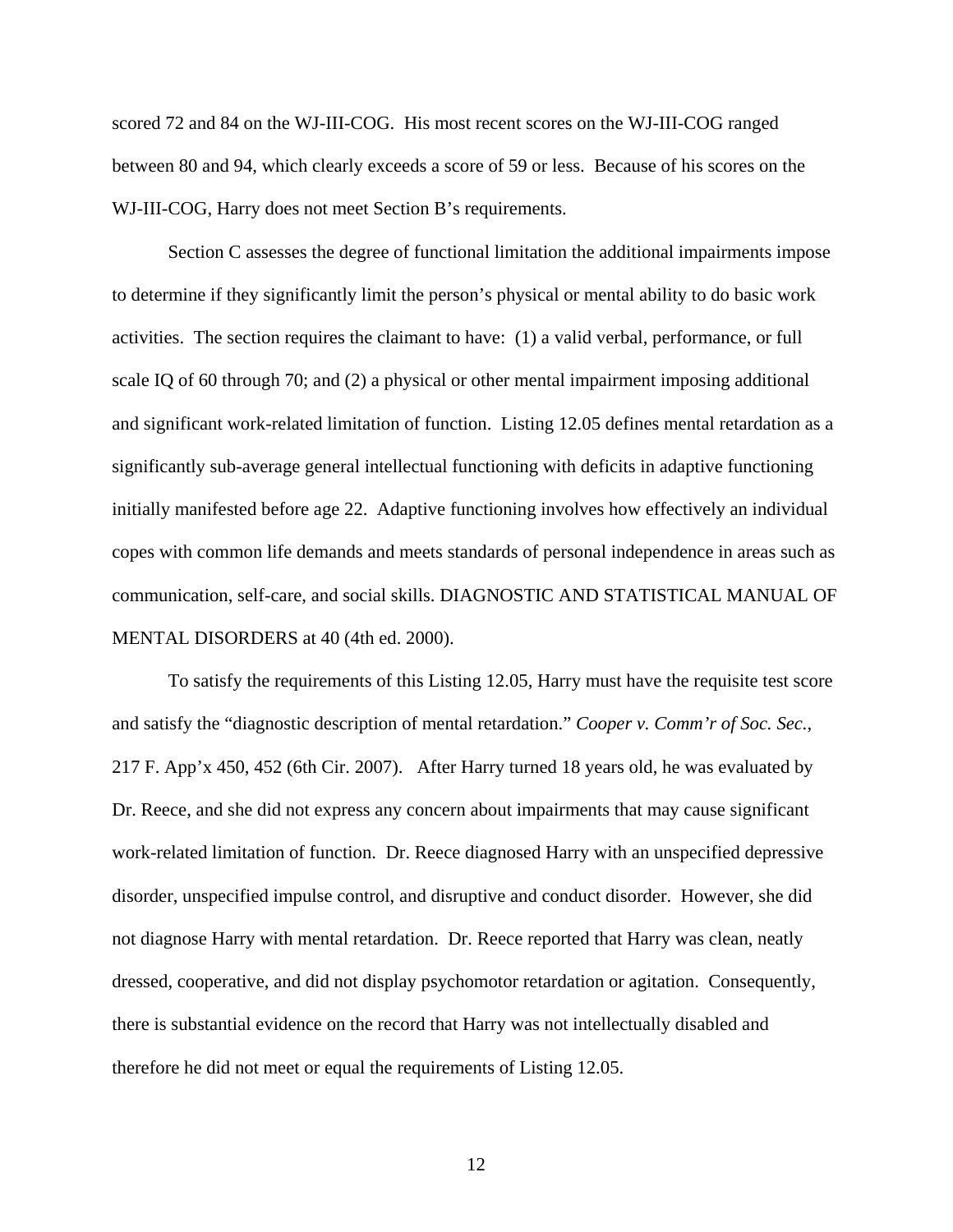scored 72 and 84 on the WJ-III-COG. His most recent scores on the WJ-III-COG ranged between 80 and 94, which clearly exceeds a score of 59 or less. Because of his scores on the WJ-III-COG, Harry does not meet Section B's requirements.

Section C assesses the degree of functional limitation the additional impairments impose to determine if they significantly limit the person's physical or mental ability to do basic work activities. The section requires the claimant to have: (1) a valid verbal, performance, or full scale IQ of 60 through 70; and (2) a physical or other mental impairment imposing additional and significant work-related limitation of function. Listing 12.05 defines mental retardation as a significantly sub-average general intellectual functioning with deficits in adaptive functioning initially manifested before age 22. Adaptive functioning involves how effectively an individual copes with common life demands and meets standards of personal independence in areas such as communication, self-care, and social skills. DIAGNOSTIC AND STATISTICAL MANUAL OF MENTAL DISORDERS at 40 (4th ed. 2000).

To satisfy the requirements of this Listing 12.05, Harry must have the requisite test score and satisfy the "diagnostic description of mental retardation." *Cooper v. Comm'r of Soc. Sec.*, 217 F. App'x 450, 452 (6th Cir. 2007). After Harry turned 18 years old, he was evaluated by Dr. Reece, and she did not express any concern about impairments that may cause significant work-related limitation of function. Dr. Reece diagnosed Harry with an unspecified depressive disorder, unspecified impulse control, and disruptive and conduct disorder. However, she did not diagnose Harry with mental retardation. Dr. Reece reported that Harry was clean, neatly dressed, cooperative, and did not display psychomotor retardation or agitation. Consequently, there is substantial evidence on the record that Harry was not intellectually disabled and therefore he did not meet or equal the requirements of Listing 12.05.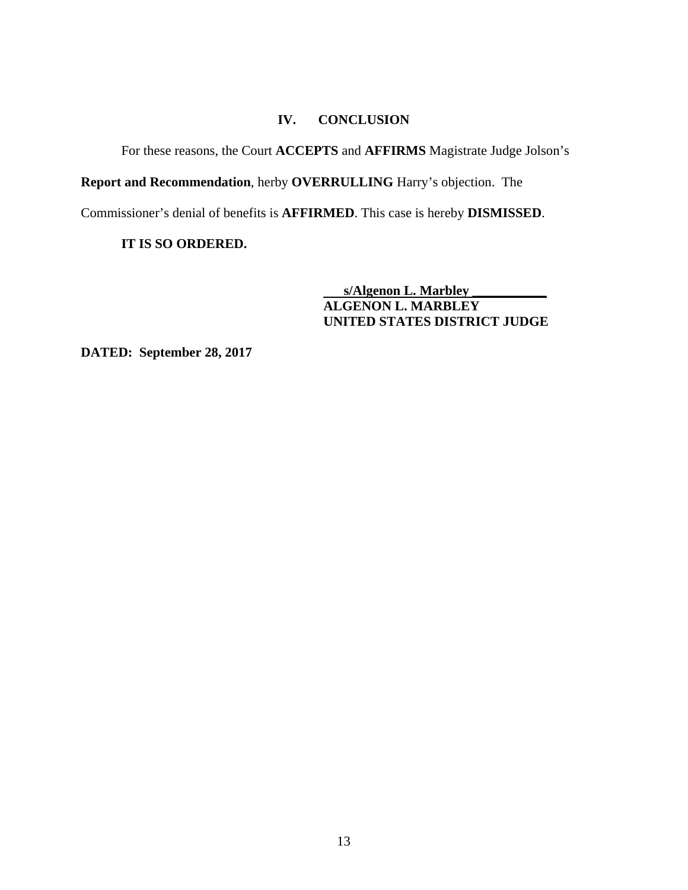## IV. CONCLUSION

For these reasons, the Court **ACCEPTS** and **AFFIRMS** Magistrate Judge Jolson's **Report and Recommendation**, herby **OVERRULLING** Harry's objection. The Commissioner's denial of benefits is **AFFIRMED**. This case is hereby **DISMISSED**.

**IT IS SO ORDERED.**

**s/Algenon L. Marbley**
**ALGENON L. MARBLEY**
**UNITED STATES DISTRICT JUDGE**

**DATED: September 28, 2017**